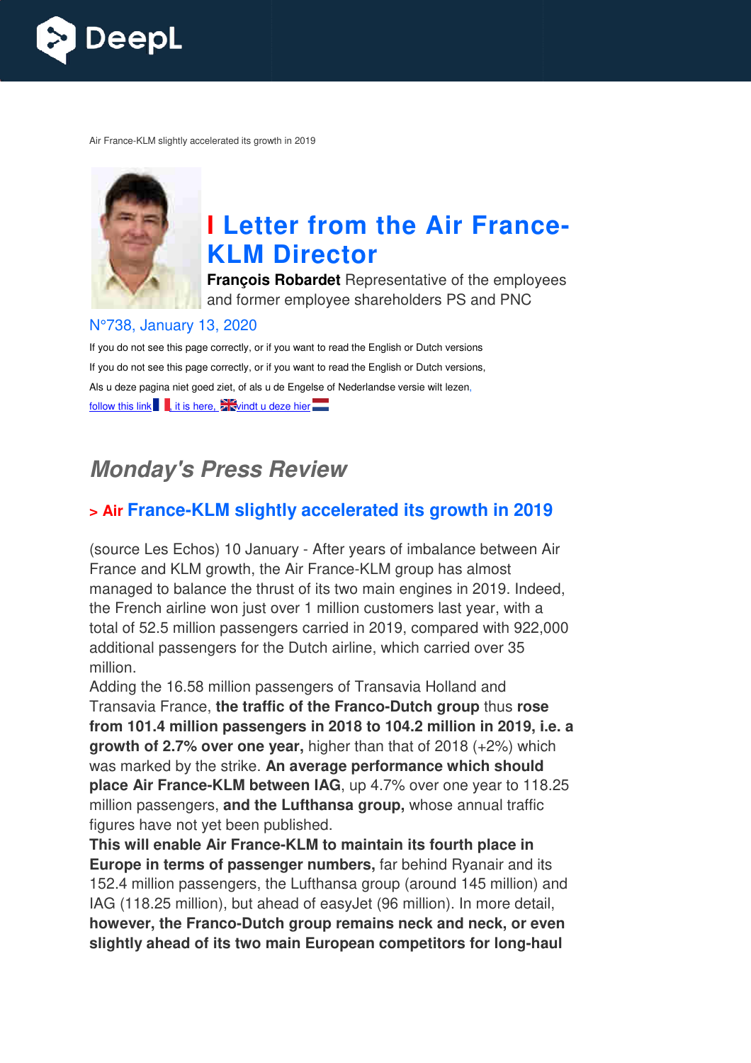Air France-KLM slightly accelerated its growth in 2019

# I Letter from the Air France-KLM Director

**François Robardet** Representative of the employees and former employee shareholders PS and PNC

N°738, January 13, 2020

If you do not see this page correctly, or if you want to read the English or Dutch versions

If you do not see this page correctly, or if you want to read the English or Dutch versions,

Als u deze pagina niet goed ziet, of als u de Engelse of Nederlandse versie wilt lezen,

follow this link, it is here, vindt u deze hier

## *Monday's Press Review*

### > Air France-KLM slightly accelerated its growth in 2019

(source Les Echos) 10 January - After years of imbalance between Air France and KLM growth, the Air France-KLM group has almost managed to balance the thrust of its two main engines in 2019. Indeed, the French airline won just over 1 million customers last year, with a total of 52.5 million passengers carried in 2019, compared with 922,000 additional passengers for the Dutch airline, which carried over 35 million.

Adding the 16.58 million passengers of Transavia Holland and Transavia France, **the traffic of the Franco-Dutch group** thus **rose from 101.4 million passengers in 2018 to 104.2 million in 2019, i.e. a growth of 2.7% over one year,** higher than that of 2018 (+2%) which was marked by the strike. **An average performance which should place Air France-KLM between IAG**, up 4.7% over one year to 118.25 million passengers, **and the Lufthansa group,** whose annual traffic figures have not yet been published.

**This will enable Air France-KLM to maintain its fourth place in Europe in terms of passenger numbers,** far behind Ryanair and its 152.4 million passengers, the Lufthansa group (around 145 million) and IAG (118.25 million), but ahead of easyJet (96 million). In more detail, **however, the Franco-Dutch group remains neck and neck, or even slightly ahead of its two main European competitors for long-haul**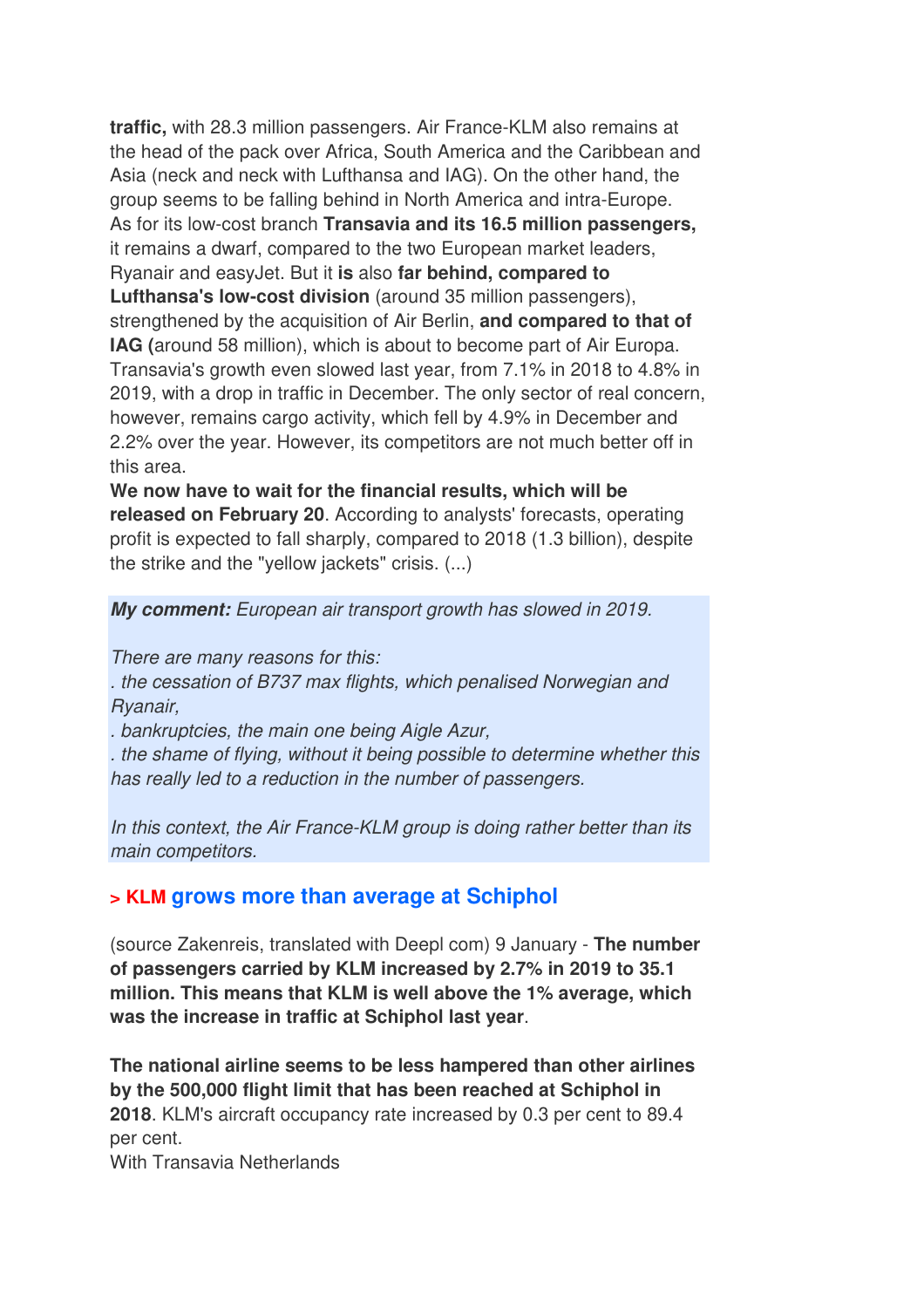**traffic,** with 28.3 million passengers. Air France-KLM also remains at the head of the pack over Africa, South America and the Caribbean and Asia (neck and neck with Lufthansa and IAG). On the other hand, the group seems to be falling behind in North America and intra-Europe. As for its low-cost branch **Transavia and its 16.5 million passengers,** it remains a dwarf, compared to the two European market leaders, Ryanair and easyJet. But it **is** also **far behind, compared to Lufthansa's low-cost division** (around 35 million passengers), strengthened by the acquisition of Air Berlin, **and compared to that of IAG (**around 58 million), which is about to become part of Air Europa. Transavia's growth even slowed last year, from 7.1% in 2018 to 4.8% in 2019, with a drop in traffic in December. The only sector of real concern, however, remains cargo activity, which fell by 4.9% in December and 2.2% over the year. However, its competitors are not much better off in this area.
**We now have to wait for the financial results, which will be released on February 20**. According to analysts' forecasts, operating profit is expected to fall sharply, compared to 2018 (1.3 billion), despite the strike and the "yellow jackets" crisis. (...)

***My comment:*** *European air transport growth has slowed in 2019.*

*There are many reasons for this:*
*. the cessation of B737 max flights, which penalised Norwegian and Ryanair,*
*. bankruptcies, the main one being Aigle Azur,*
*. the shame of flying, without it being possible to determine whether this has really led to a reduction in the number of passengers.*

*In this context, the Air France-KLM group is doing rather better than its main competitors.*

## > KLM grows more than average at Schiphol

(source Zakenreis, translated with Deepl com) 9 January - **The number of passengers carried by KLM increased by 2.7% in 2019 to 35.1 million. This means that KLM is well above the 1% average, which was the increase in traffic at Schiphol last year**.

**The national airline seems to be less hampered than other airlines by the 500,000 flight limit that has been reached at Schiphol in 2018**. KLM's aircraft occupancy rate increased by 0.3 per cent to 89.4 per cent.
With Transavia Netherlands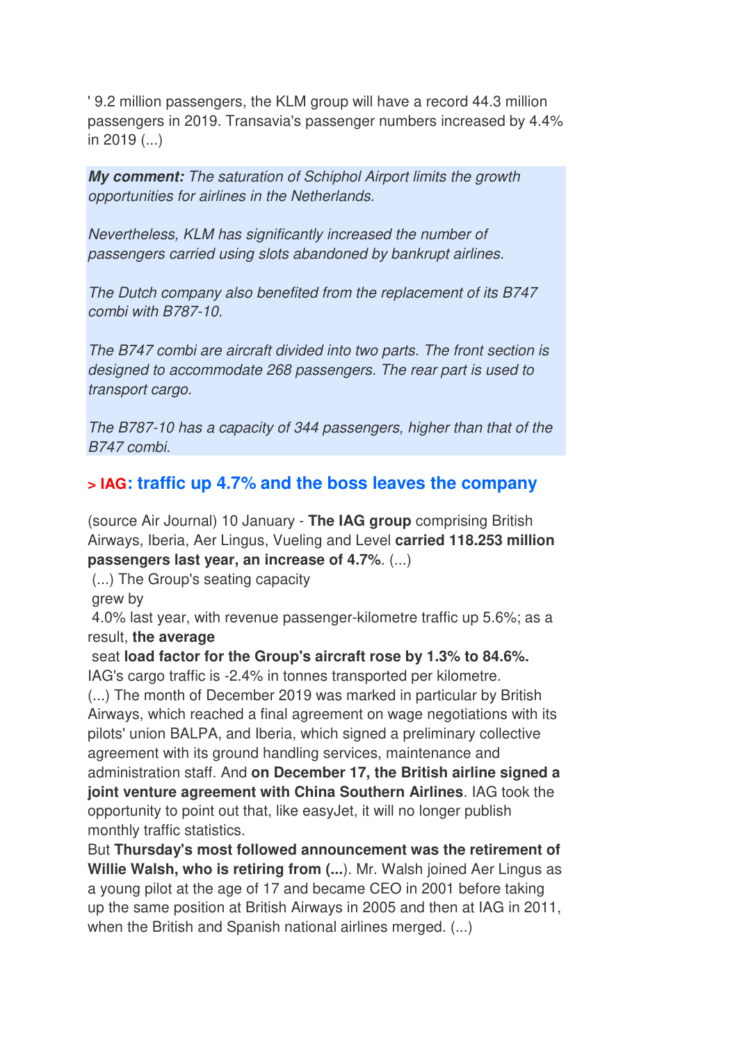' 9.2 million passengers, the KLM group will have a record 44.3 million passengers in 2019. Transavia's passenger numbers increased by 4.4% in 2019 (...)

***My comment:*** *The saturation of Schiphol Airport limits the growth opportunities for airlines in the Netherlands.*

*Nevertheless, KLM has significantly increased the number of passengers carried using slots abandoned by bankrupt airlines.*

*The Dutch company also benefited from the replacement of its B747 combi with B787-10.*

*The B747 combi are aircraft divided into two parts. The front section is designed to accommodate 268 passengers. The rear part is used to transport cargo.*

*The B787-10 has a capacity of 344 passengers, higher than that of the B747 combi.*

### > IAG: traffic up 4.7% and the boss leaves the company

(source Air Journal) 10 January - **The IAG group** comprising British Airways, Iberia, Aer Lingus, Vueling and Level **carried 118.253 million passengers last year, an increase of 4.7%**. (...)

(...) The Group's seating capacity grew by 4.0% last year, with revenue passenger-kilometre traffic up 5.6%; as a result, **the average seat load factor for the Group's aircraft rose by 1.3% to 84.6%.** IAG's cargo traffic is -2.4% in tonnes transported per kilometre.

(...) The month of December 2019 was marked in particular by British Airways, which reached a final agreement on wage negotiations with its pilots' union BALPA, and Iberia, which signed a preliminary collective agreement with its ground handling services, maintenance and administration staff. And **on December 17, the British airline signed a joint venture agreement with China Southern Airlines**. IAG took the opportunity to point out that, like easyJet, it will no longer publish monthly traffic statistics.

But **Thursday's most followed announcement was the retirement of Willie Walsh, who is retiring from (...**). Mr. Walsh joined Aer Lingus as a young pilot at the age of 17 and became CEO in 2001 before taking up the same position at British Airways in 2005 and then at IAG in 2011, when the British and Spanish national airlines merged. (...)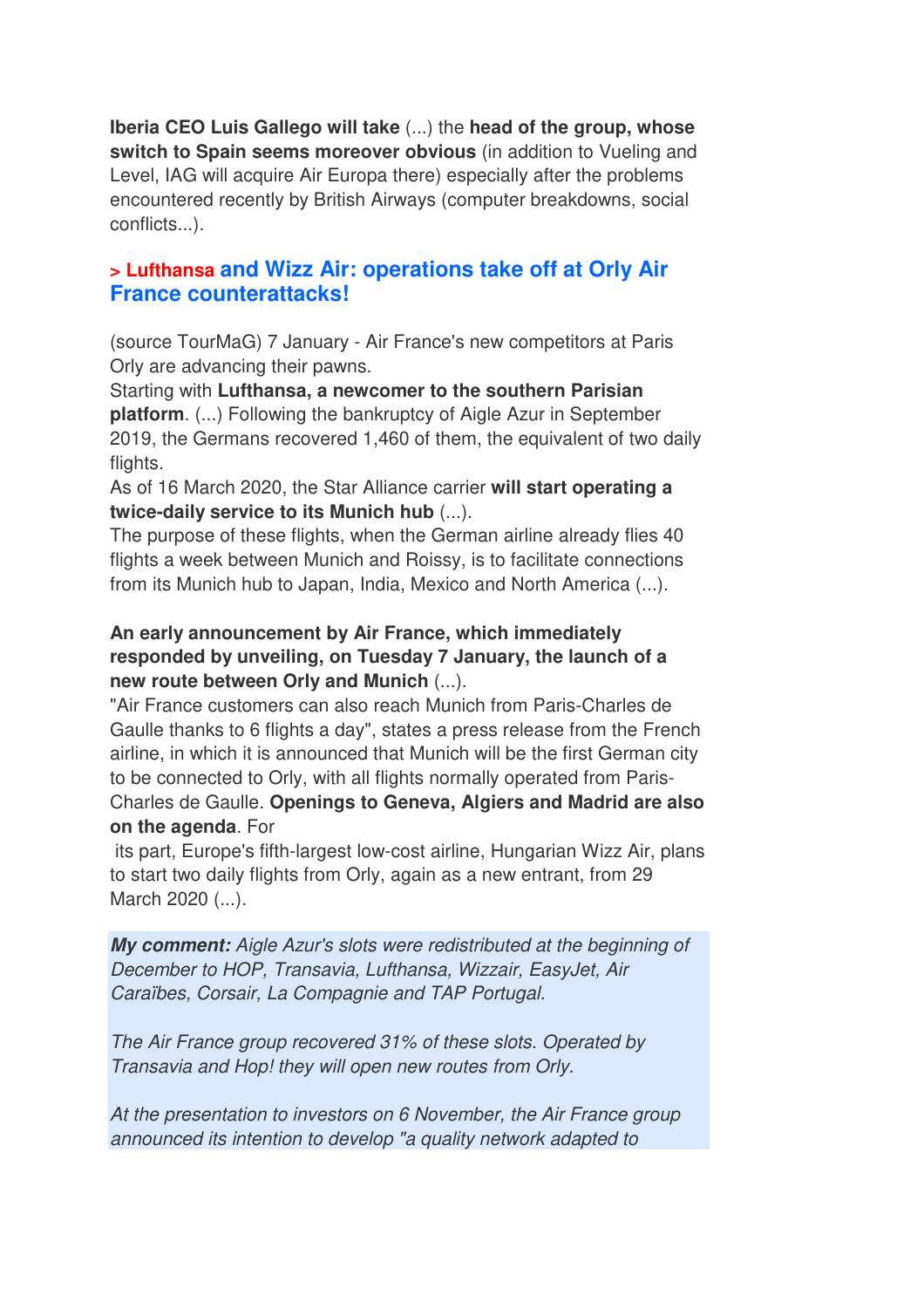**Iberia CEO Luis Gallego will take** (...) the **head of the group, whose switch to Spain seems moreover obvious** (in addition to Vueling and Level, IAG will acquire Air Europa there) especially after the problems encountered recently by British Airways (computer breakdowns, social conflicts...).

### > Lufthansa and Wizz Air: operations take off at Orly Air France counterattacks!

(source TourMaG) 7 January - Air France's new competitors at Paris Orly are advancing their pawns.
Starting with **Lufthansa, a newcomer to the southern Parisian platform**. (...) Following the bankruptcy of Aigle Azur in September 2019, the Germans recovered 1,460 of them, the equivalent of two daily flights.
As of 16 March 2020, the Star Alliance carrier **will start operating a twice-daily service to its Munich hub** (...).
The purpose of these flights, when the German airline already flies 40 flights a week between Munich and Roissy, is to facilitate connections from its Munich hub to Japan, India, Mexico and North America (...).

**An early announcement by Air France, which immediately responded by unveiling, on Tuesday 7 January, the launch of a new route between Orly and Munich** (...).
"Air France customers can also reach Munich from Paris-Charles de Gaulle thanks to 6 flights a day", states a press release from the French airline, in which it is announced that Munich will be the first German city to be connected to Orly, with all flights normally operated from Paris-Charles de Gaulle. **Openings to Geneva, Algiers and Madrid are also on the agenda**. For its part, Europe's fifth-largest low-cost airline, Hungarian Wizz Air, plans to start two daily flights from Orly, again as a new entrant, from 29 March 2020 (...).

***My comment:*** *Aigle Azur's slots were redistributed at the beginning of December to HOP, Transavia, Lufthansa, Wizzair, EasyJet, Air Caraïbes, Corsair, La Compagnie and TAP Portugal.*

*The Air France group recovered 31% of these slots. Operated by Transavia and Hop! they will open new routes from Orly.*

*At the presentation to investors on 6 November, the Air France group announced its intention to develop "a quality network adapted to*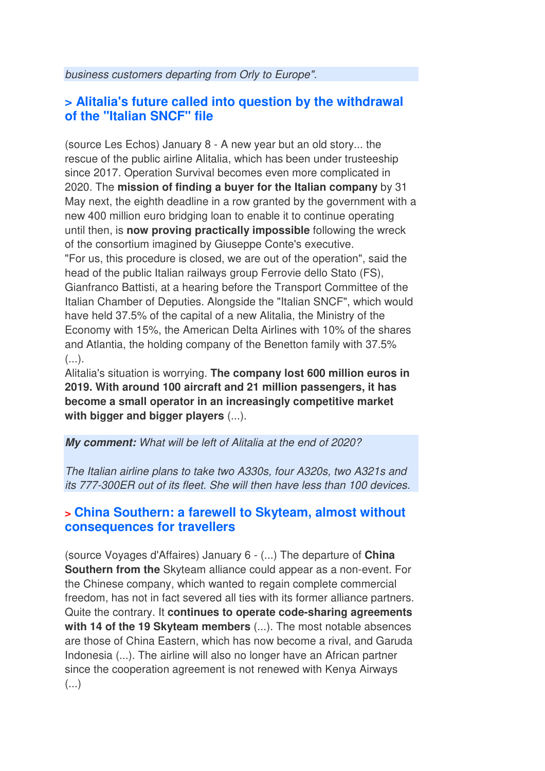*business customers departing from Orly to Europe".*

## > Alitalia's future called into question by the withdrawal of the "Italian SNCF" file

(source Les Echos) January 8 - A new year but an old story... the rescue of the public airline Alitalia, which has been under trusteeship since 2017. Operation Survival becomes even more complicated in 2020. The **mission of finding a buyer for the Italian company** by 31 May next, the eighth deadline in a row granted by the government with a new 400 million euro bridging loan to enable it to continue operating until then, is **now proving practically impossible** following the wreck of the consortium imagined by Giuseppe Conte's executive.
"For us, this procedure is closed, we are out of the operation", said the head of the public Italian railways group Ferrovie dello Stato (FS), Gianfranco Battisti, at a hearing before the Transport Committee of the Italian Chamber of Deputies. Alongside the "Italian SNCF", which would have held 37.5% of the capital of a new Alitalia, the Ministry of the Economy with 15%, the American Delta Airlines with 10% of the shares and Atlantia, the holding company of the Benetton family with 37.5% (...).
Alitalia's situation is worrying. **The company lost 600 million euros in 2019. With around 100 aircraft and 21 million passengers, it has become a small operator in an increasingly competitive market with bigger and bigger players** (...).

***My comment:*** *What will be left of Alitalia at the end of 2020?*

*The Italian airline plans to take two A330s, four A320s, two A321s and its 777-300ER out of its fleet. She will then have less than 100 devices.*

## > China Southern: a farewell to Skyteam, almost without consequences for travellers

(source Voyages d'Affaires) January 6 - (...) The departure of **China Southern from the** Skyteam alliance could appear as a non-event. For the Chinese company, which wanted to regain complete commercial freedom, has not in fact severed all ties with its former alliance partners. Quite the contrary. It **continues to operate code-sharing agreements with 14 of the 19 Skyteam members** (...). The most notable absences are those of China Eastern, which has now become a rival, and Garuda Indonesia (...). The airline will also no longer have an African partner since the cooperation agreement is not renewed with Kenya Airways (...)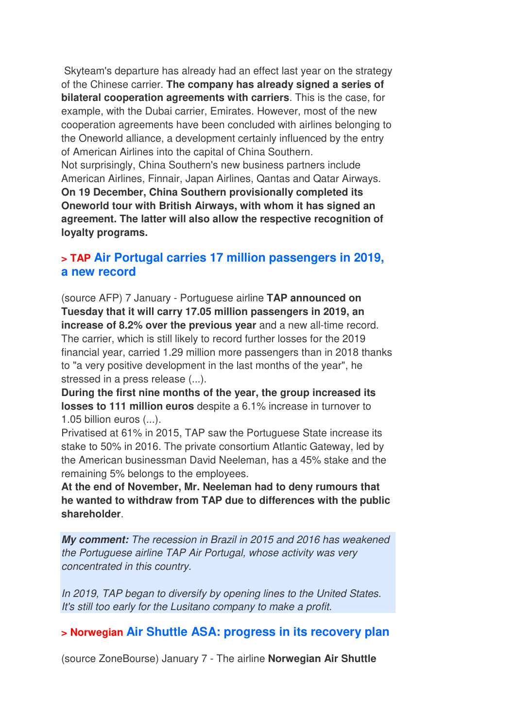Skyteam's departure has already had an effect last year on the strategy of the Chinese carrier. **The company has already signed a series of bilateral cooperation agreements with carriers**. This is the case, for example, with the Dubai carrier, Emirates. However, most of the new cooperation agreements have been concluded with airlines belonging to the Oneworld alliance, a development certainly influenced by the entry of American Airlines into the capital of China Southern.
Not surprisingly, China Southern's new business partners include American Airlines, Finnair, Japan Airlines, Qantas and Qatar Airways.
**On 19 December, China Southern provisionally completed its Oneworld tour with British Airways, with whom it has signed an agreement. The latter will also allow the respective recognition of loyalty programs.**

## > TAP Air Portugal carries 17 million passengers in 2019, a new record

(source AFP) 7 January - Portuguese airline **TAP announced on Tuesday that it will carry 17.05 million passengers in 2019, an increase of 8.2% over the previous year** and a new all-time record. The carrier, which is still likely to record further losses for the 2019 financial year, carried 1.29 million more passengers than in 2018 thanks to "a very positive development in the last months of the year", he stressed in a press release (...).
**During the first nine months of the year, the group increased its losses to 111 million euros** despite a 6.1% increase in turnover to 1.05 billion euros (...).
Privatised at 61% in 2015, TAP saw the Portuguese State increase its stake to 50% in 2016. The private consortium Atlantic Gateway, led by the American businessman David Neeleman, has a 45% stake and the remaining 5% belongs to the employees.
**At the end of November, Mr. Neeleman had to deny rumours that he wanted to withdraw from TAP due to differences with the public shareholder**.

***My comment:*** *The recession in Brazil in 2015 and 2016 has weakened the Portuguese airline TAP Air Portugal, whose activity was very concentrated in this country.*

*In 2019, TAP began to diversify by opening lines to the United States. It's still too early for the Lusitano company to make a profit.*

## > Norwegian Air Shuttle ASA: progress in its recovery plan

(source ZoneBourse) January 7 - The airline **Norwegian Air Shuttle**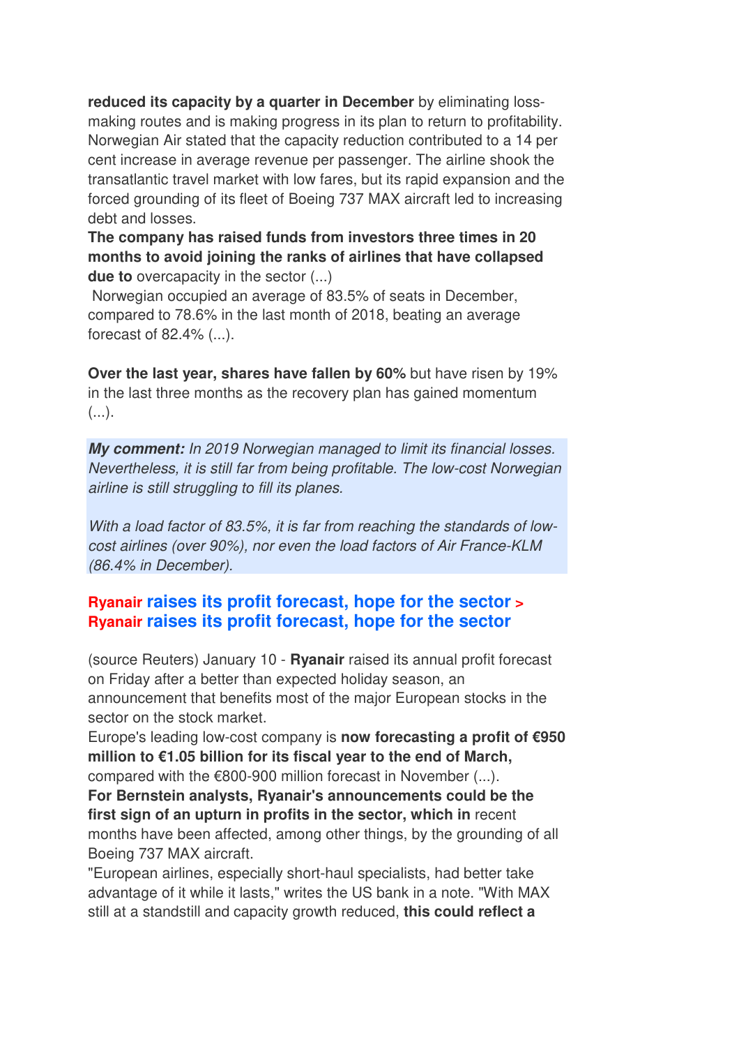**reduced its capacity by a quarter in December** by eliminating loss-making routes and is making progress in its plan to return to profitability. Norwegian Air stated that the capacity reduction contributed to a 14 per cent increase in average revenue per passenger. The airline shook the transatlantic travel market with low fares, but its rapid expansion and the forced grounding of its fleet of Boeing 737 MAX aircraft led to increasing debt and losses.

**The company has raised funds from investors three times in 20 months to avoid joining the ranks of airlines that have collapsed due to** overcapacity in the sector (...)

Norwegian occupied an average of 83.5% of seats in December, compared to 78.6% in the last month of 2018, beating an average forecast of 82.4% (...).

**Over the last year, shares have fallen by 60%** but have risen by 19% in the last three months as the recovery plan has gained momentum (...).

***My comment:*** *In 2019 Norwegian managed to limit its financial losses. Nevertheless, it is still far from being profitable. The low-cost Norwegian airline is still struggling to fill its planes.*

*With a load factor of 83.5%, it is far from reaching the standards of low-cost airlines (over 90%), nor even the load factors of Air France-KLM (86.4% in December).*

## Ryanair raises its profit forecast, hope for the sector >
## Ryanair raises its profit forecast, hope for the sector

(source Reuters) January 10 - **Ryanair** raised its annual profit forecast on Friday after a better than expected holiday season, an announcement that benefits most of the major European stocks in the sector on the stock market.

Europe's leading low-cost company is **now forecasting a profit of €950 million to €1.05 billion for its fiscal year to the end of March,** compared with the €800-900 million forecast in November (...).

**For Bernstein analysts, Ryanair's announcements could be the first sign of an upturn in profits in the sector, which in** recent months have been affected, among other things, by the grounding of all Boeing 737 MAX aircraft.

"European airlines, especially short-haul specialists, had better take advantage of it while it lasts," writes the US bank in a note. "With MAX still at a standstill and capacity growth reduced, **this could reflect a**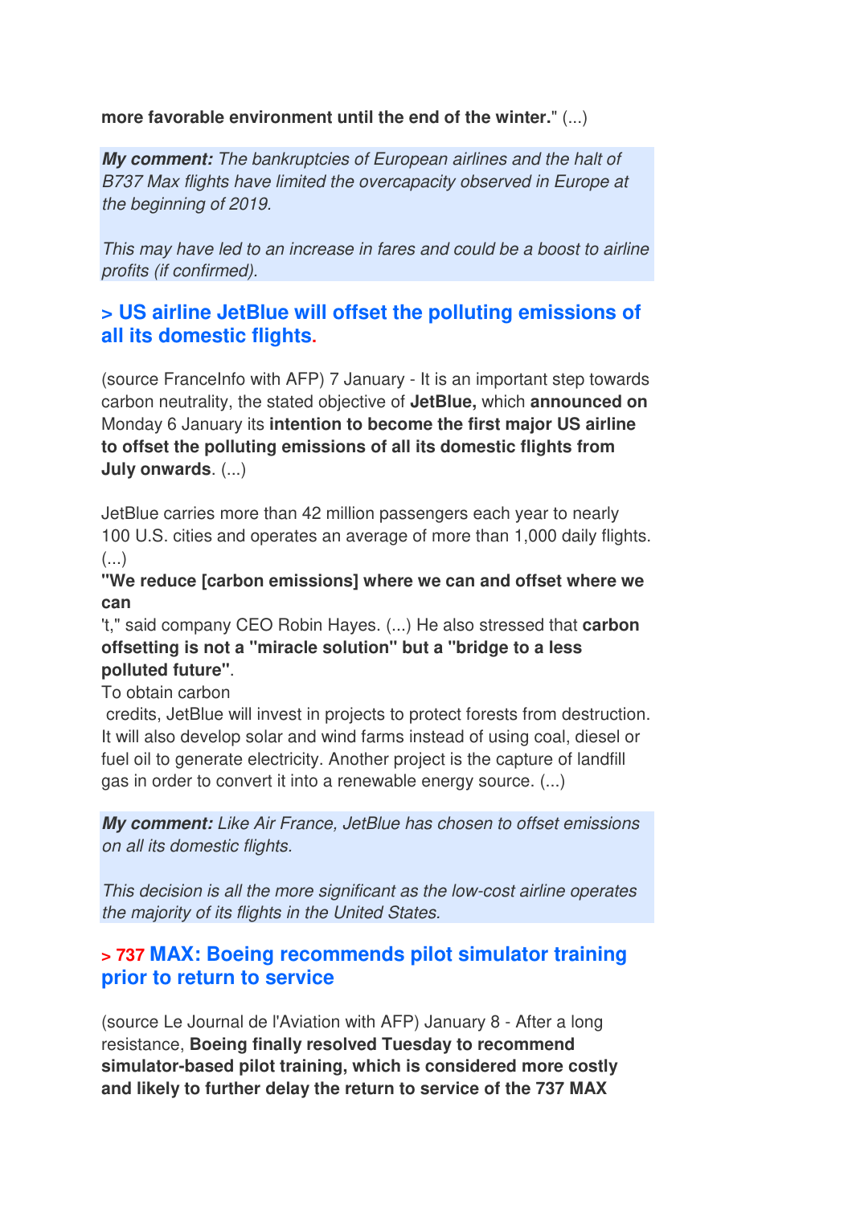**more favorable environment until the end of the winter.**" (...)

***My comment:*** *The bankruptcies of European airlines and the halt of B737 Max flights have limited the overcapacity observed in Europe at the beginning of 2019.*

*This may have led to an increase in fares and could be a boost to airline profits (if confirmed).*

### > US airline JetBlue will offset the polluting emissions of all its domestic flights.

(source FranceInfo with AFP) 7 January - It is an important step towards carbon neutrality, the stated objective of **JetBlue,** which **announced on** Monday 6 January its **intention to become the first major US airline to offset the polluting emissions of all its domestic flights from July onwards**. (...)

JetBlue carries more than 42 million passengers each year to nearly 100 U.S. cities and operates an average of more than 1,000 daily flights. (...)

**"We reduce [carbon emissions] where we can and offset where we can**
't," said company CEO Robin Hayes. (...) He also stressed that **carbon offsetting is not a "miracle solution" but a "bridge to a less polluted future"**.
To obtain carbon
credits, JetBlue will invest in projects to protect forests from destruction. It will also develop solar and wind farms instead of using coal, diesel or fuel oil to generate electricity. Another project is the capture of landfill gas in order to convert it into a renewable energy source. (...)

***My comment:*** *Like Air France, JetBlue has chosen to offset emissions on all its domestic flights.*

*This decision is all the more significant as the low-cost airline operates the majority of its flights in the United States.*

### > 737 MAX: Boeing recommends pilot simulator training prior to return to service

(source Le Journal de l'Aviation with AFP) January 8 - After a long resistance, **Boeing finally resolved Tuesday to recommend simulator-based pilot training, which is considered more costly and likely to further delay the return to service of the 737 MAX**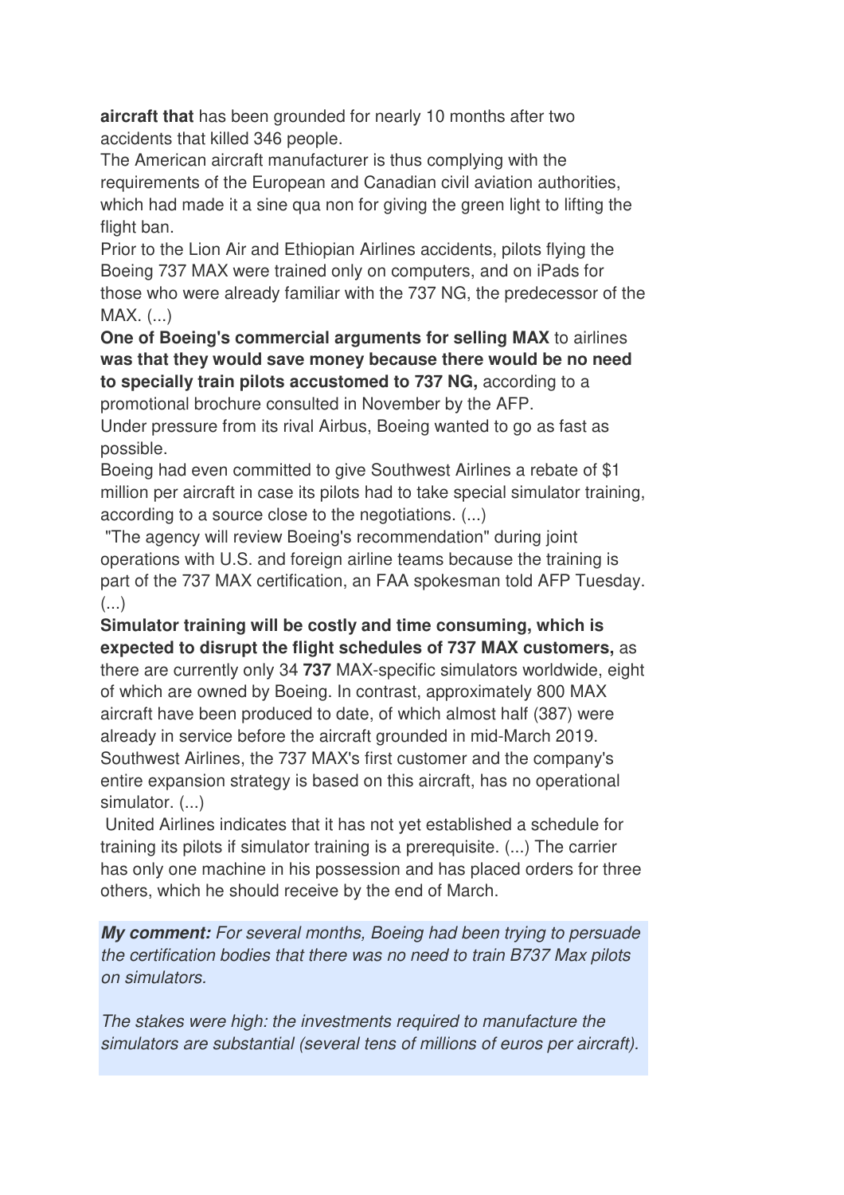**aircraft that** has been grounded for nearly 10 months after two accidents that killed 346 people.

The American aircraft manufacturer is thus complying with the requirements of the European and Canadian civil aviation authorities, which had made it a sine qua non for giving the green light to lifting the flight ban.

Prior to the Lion Air and Ethiopian Airlines accidents, pilots flying the Boeing 737 MAX were trained only on computers, and on iPads for those who were already familiar with the 737 NG, the predecessor of the MAX. (...)

**One of Boeing's commercial arguments for selling MAX** to airlines **was that they would save money because there would be no need to specially train pilots accustomed to 737 NG,** according to a promotional brochure consulted in November by the AFP.

Under pressure from its rival Airbus, Boeing wanted to go as fast as possible.

Boeing had even committed to give Southwest Airlines a rebate of $1 million per aircraft in case its pilots had to take special simulator training, according to a source close to the negotiations. (...)

"The agency will review Boeing's recommendation" during joint operations with U.S. and foreign airline teams because the training is part of the 737 MAX certification, an FAA spokesman told AFP Tuesday. (...)

**Simulator training will be costly and time consuming, which is expected to disrupt the flight schedules of 737 MAX customers,** as there are currently only 34 **737** MAX-specific simulators worldwide, eight of which are owned by Boeing. In contrast, approximately 800 MAX aircraft have been produced to date, of which almost half (387) were already in service before the aircraft grounded in mid-March 2019. Southwest Airlines, the 737 MAX's first customer and the company's entire expansion strategy is based on this aircraft, has no operational simulator. (...)

United Airlines indicates that it has not yet established a schedule for training its pilots if simulator training is a prerequisite. (...) The carrier has only one machine in his possession and has placed orders for three others, which he should receive by the end of March.

***My comment:*** *For several months, Boeing had been trying to persuade the certification bodies that there was no need to train B737 Max pilots on simulators.*

*The stakes were high: the investments required to manufacture the simulators are substantial (several tens of millions of euros per aircraft).*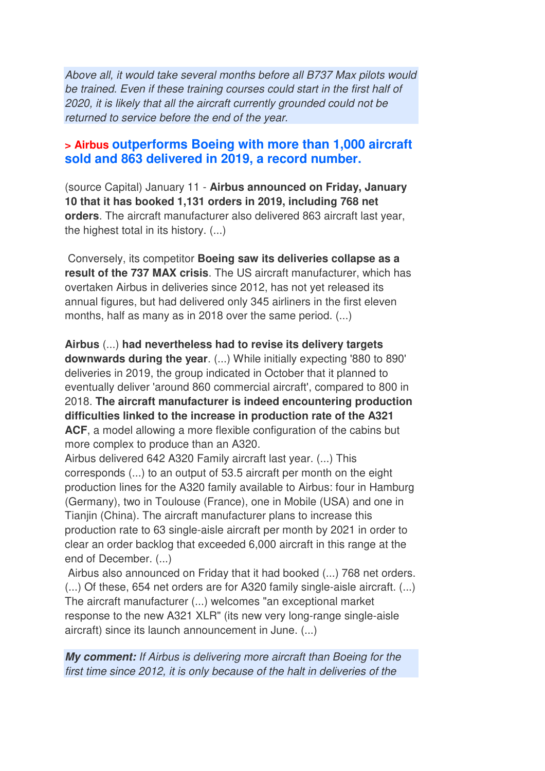*Above all, it would take several months before all B737 Max pilots would be trained. Even if these training courses could start in the first half of 2020, it is likely that all the aircraft currently grounded could not be returned to service before the end of the year.*

## > Airbus outperforms Boeing with more than 1,000 aircraft sold and 863 delivered in 2019, a record number.

(source Capital) January 11 - **Airbus announced on Friday, January 10 that it has booked 1,131 orders in 2019, including 768 net orders**. The aircraft manufacturer also delivered 863 aircraft last year, the highest total in its history. (...)

Conversely, its competitor **Boeing saw its deliveries collapse as a result of the 737 MAX crisis**. The US aircraft manufacturer, which has overtaken Airbus in deliveries since 2012, has not yet released its annual figures, but had delivered only 345 airliners in the first eleven months, half as many as in 2018 over the same period. (...)

**Airbus** (...) **had nevertheless had to revise its delivery targets downwards during the year**. (...) While initially expecting '880 to 890' deliveries in 2019, the group indicated in October that it planned to eventually deliver 'around 860 commercial aircraft', compared to 800 in 2018. **The aircraft manufacturer is indeed encountering production difficulties linked to the increase in production rate of the A321 ACF**, a model allowing a more flexible configuration of the cabins but more complex to produce than an A320.
Airbus delivered 642 A320 Family aircraft last year. (...) This corresponds (...) to an output of 53.5 aircraft per month on the eight production lines for the A320 family available to Airbus: four in Hamburg (Germany), two in Toulouse (France), one in Mobile (USA) and one in Tianjin (China). The aircraft manufacturer plans to increase this production rate to 63 single-aisle aircraft per month by 2021 in order to clear an order backlog that exceeded 6,000 aircraft in this range at the end of December. (...)
Airbus also announced on Friday that it had booked (...) 768 net orders. (...) Of these, 654 net orders are for A320 family single-aisle aircraft. (...) The aircraft manufacturer (...) welcomes "an exceptional market response to the new A321 XLR" (its new very long-range single-aisle aircraft) since its launch announcement in June. (...)

***My comment:*** *If Airbus is delivering more aircraft than Boeing for the first time since 2012, it is only because of the halt in deliveries of the*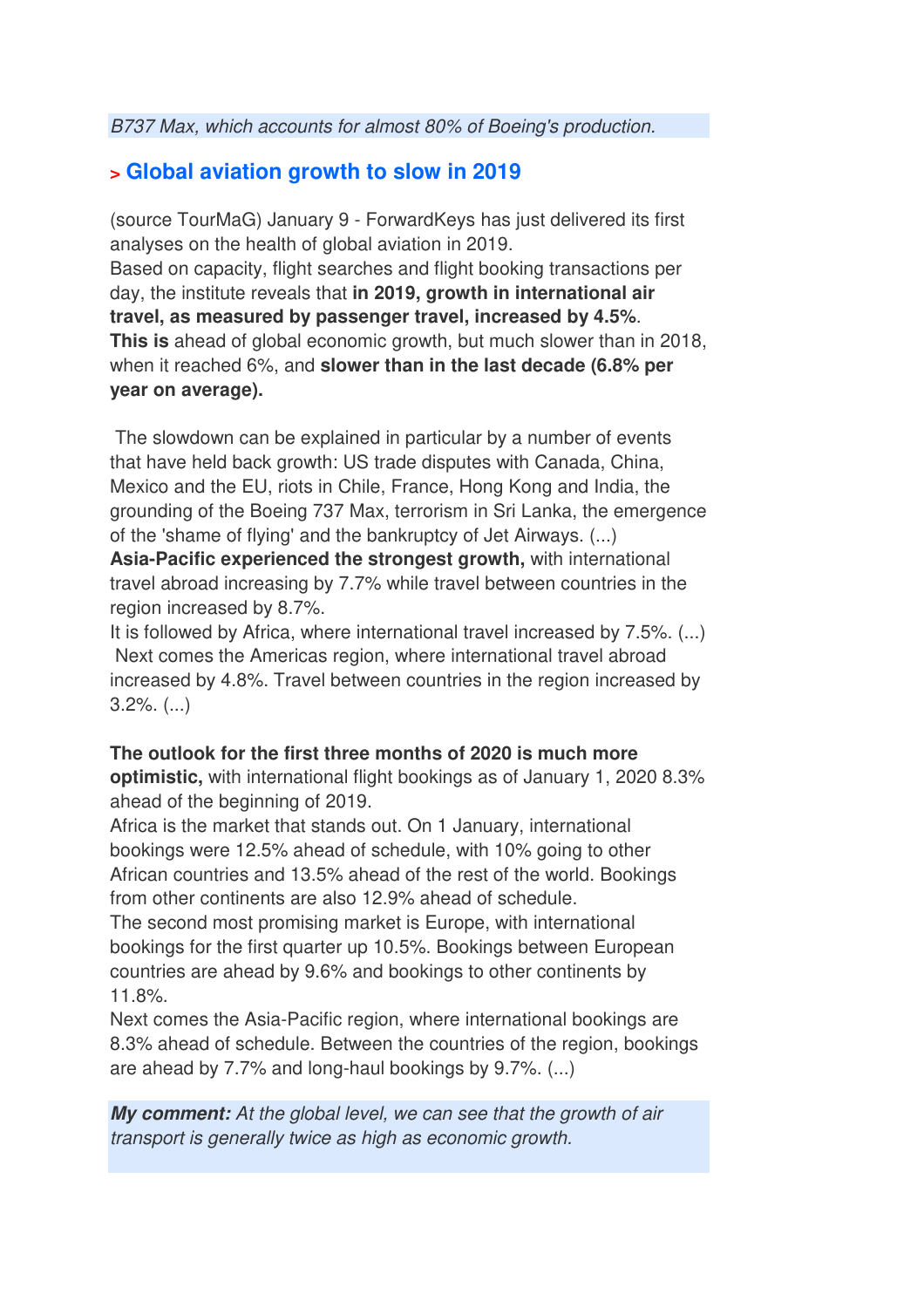*B737 Max, which accounts for almost 80% of Boeing's production.*

## > Global aviation growth to slow in 2019

(source TourMaG) January 9 - ForwardKeys has just delivered its first analyses on the health of global aviation in 2019.
Based on capacity, flight searches and flight booking transactions per day, the institute reveals that **in 2019, growth in international air travel, as measured by passenger travel, increased by 4.5%**.
**This is** ahead of global economic growth, but much slower than in 2018, when it reached 6%, and **slower than in the last decade (6.8% per year on average).**

The slowdown can be explained in particular by a number of events that have held back growth: US trade disputes with Canada, China, Mexico and the EU, riots in Chile, France, Hong Kong and India, the grounding of the Boeing 737 Max, terrorism in Sri Lanka, the emergence of the 'shame of flying' and the bankruptcy of Jet Airways. (...)
**Asia-Pacific experienced the strongest growth,** with international travel abroad increasing by 7.7% while travel between countries in the region increased by 8.7%.
It is followed by Africa, where international travel increased by 7.5%. (...)
Next comes the Americas region, where international travel abroad increased by 4.8%. Travel between countries in the region increased by 3.2%. (...)

**The outlook for the first three months of 2020 is much more optimistic,** with international flight bookings as of January 1, 2020 8.3% ahead of the beginning of 2019.
Africa is the market that stands out. On 1 January, international bookings were 12.5% ahead of schedule, with 10% going to other African countries and 13.5% ahead of the rest of the world. Bookings from other continents are also 12.9% ahead of schedule.
The second most promising market is Europe, with international bookings for the first quarter up 10.5%. Bookings between European countries are ahead by 9.6% and bookings to other continents by 11.8%.
Next comes the Asia-Pacific region, where international bookings are 8.3% ahead of schedule. Between the countries of the region, bookings are ahead by 7.7% and long-haul bookings by 9.7%. (...)

***My comment:*** *At the global level, we can see that the growth of air transport is generally twice as high as economic growth.*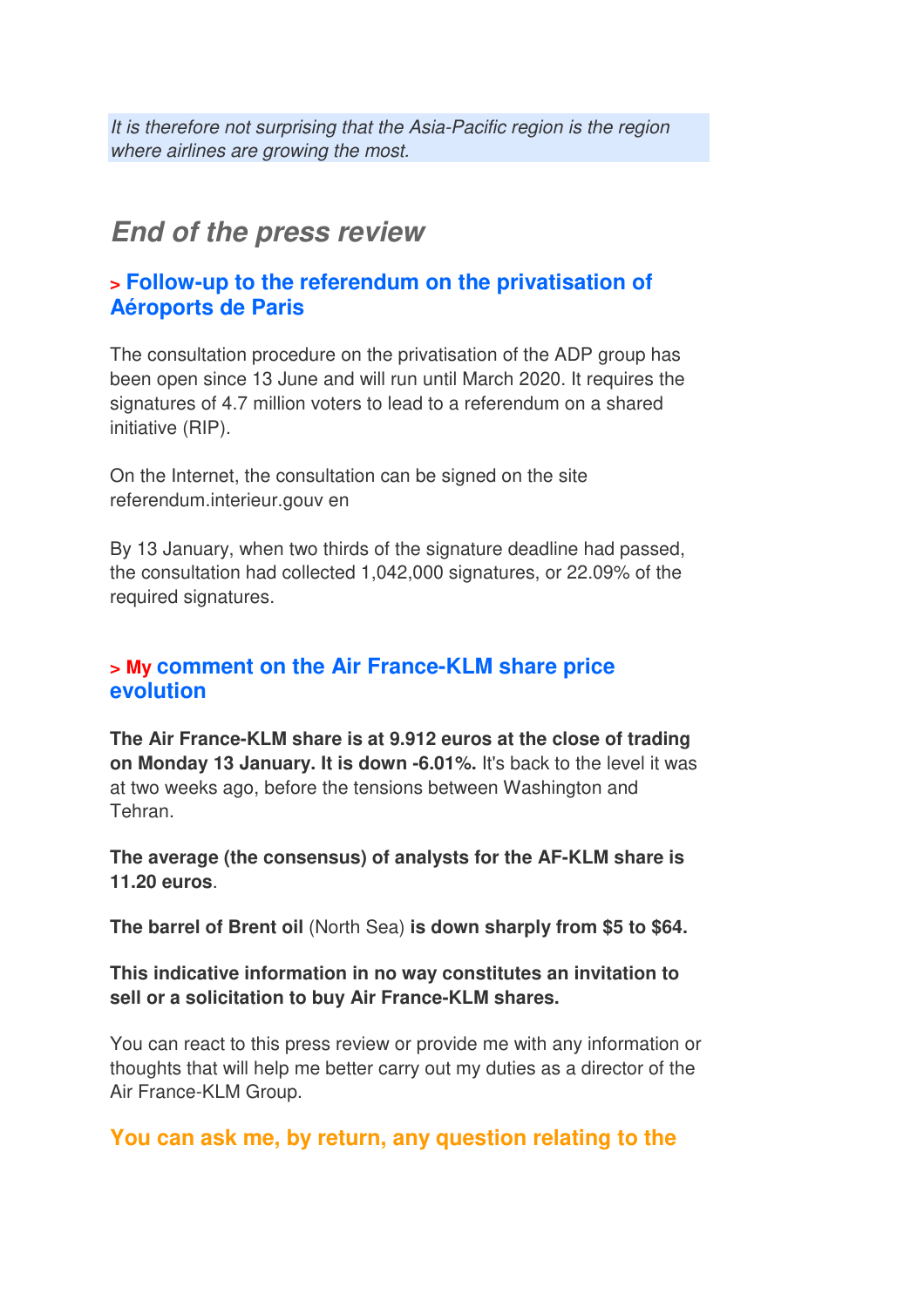*It is therefore not surprising that the Asia-Pacific region is the region where airlines are growing the most.*

## *End of the press review*

### > Follow-up to the referendum on the privatisation of Aéroports de Paris

The consultation procedure on the privatisation of the ADP group has been open since 13 June and will run until March 2020. It requires the signatures of 4.7 million voters to lead to a referendum on a shared initiative (RIP).

On the Internet, the consultation can be signed on the site referendum.interieur.gouv en

By 13 January, when two thirds of the signature deadline had passed, the consultation had collected 1,042,000 signatures, or 22.09% of the required signatures.

### > My comment on the Air France-KLM share price evolution

**The Air France-KLM share is at 9.912 euros at the close of trading on Monday 13 January. It is down -6.01%.** It's back to the level it was at two weeks ago, before the tensions between Washington and Tehran.

**The average (the consensus) of analysts for the AF-KLM share is 11.20 euros**.

**The barrel of Brent oil** (North Sea) **is down sharply from $5 to $64.**

**This indicative information in no way constitutes an invitation to sell or a solicitation to buy Air France-KLM shares.**

You can react to this press review or provide me with any information or thoughts that will help me better carry out my duties as a director of the Air France-KLM Group.

### You can ask me, by return, any question relating to the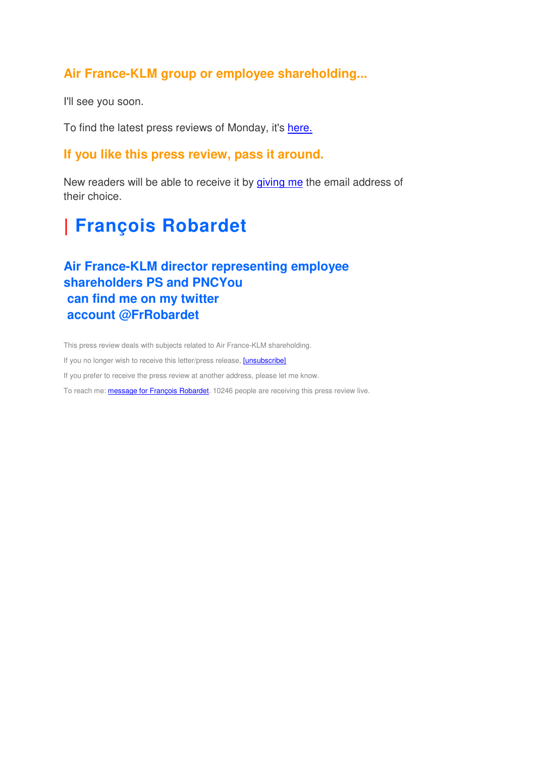### Air France-KLM group or employee shareholding...

I'll see you soon.

To find the latest press reviews of Monday, it's [here.]

### If you like this press review, pass it around.

New readers will be able to receive it by [giving me] the email address of their choice.

# | François Robardet

### Air France-KLM director representing employee shareholders PS and PNCYou can find me on my twitter account @FrRobardet

This press review deals with subjects related to Air France-KLM shareholding.

If you no longer wish to receive this letter/press release, [unsubscribe]

If you prefer to receive the press review at another address, please let me know.

To reach me: message for François Robardet. 10246 people are receiving this press review live.